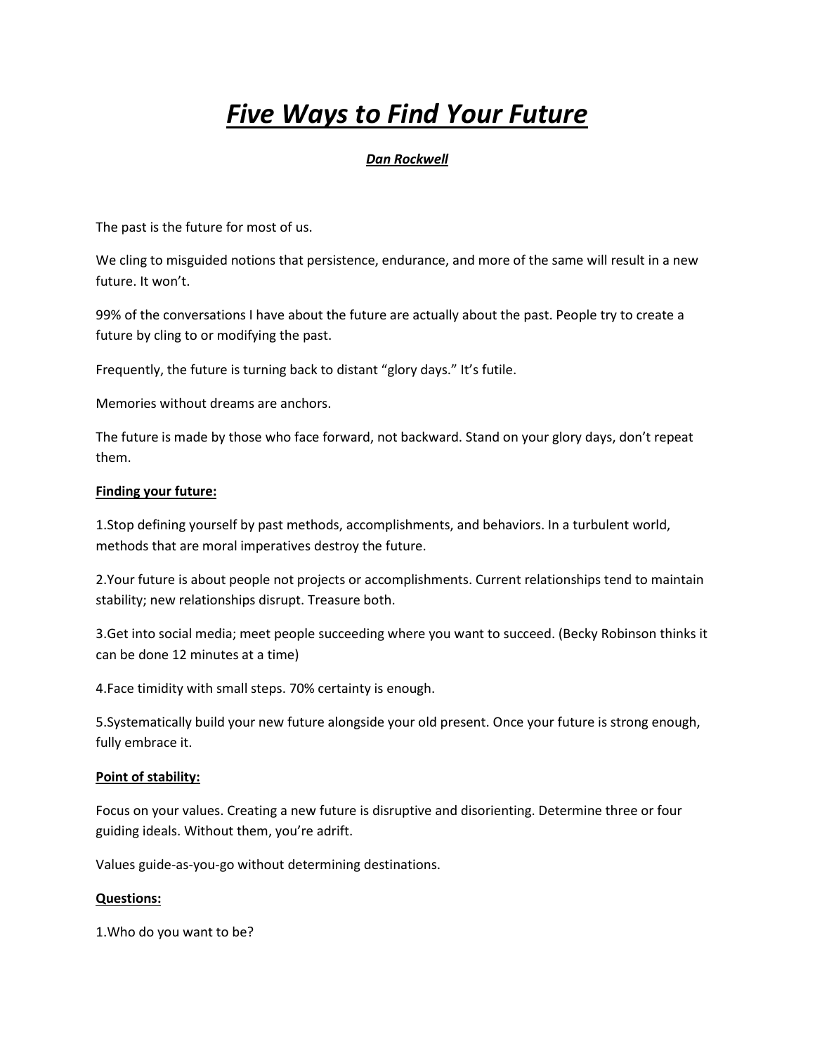# ***Five Ways to Find Your Future***

***Dan Rockwell***

The past is the future for most of us.

We cling to misguided notions that persistence, endurance, and more of the same will result in a new future. It won't.

99% of the conversations I have about the future are actually about the past. People try to create a future by cling to or modifying the past.

Frequently, the future is turning back to distant "glory days." It's futile.

Memories without dreams are anchors.

The future is made by those who face forward, not backward. Stand on your glory days, don't repeat them.

**Finding your future:**

1.Stop defining yourself by past methods, accomplishments, and behaviors. In a turbulent world, methods that are moral imperatives destroy the future.

2.Your future is about people not projects or accomplishments. Current relationships tend to maintain stability; new relationships disrupt. Treasure both.

3.Get into social media; meet people succeeding where you want to succeed. (Becky Robinson thinks it can be done 12 minutes at a time)

4.Face timidity with small steps. 70% certainty is enough.

5.Systematically build your new future alongside your old present. Once your future is strong enough, fully embrace it.

**Point of stability:**

Focus on your values. Creating a new future is disruptive and disorienting. Determine three or four guiding ideals. Without them, you're adrift.

Values guide-as-you-go without determining destinations.

**Questions:**

1.Who do you want to be?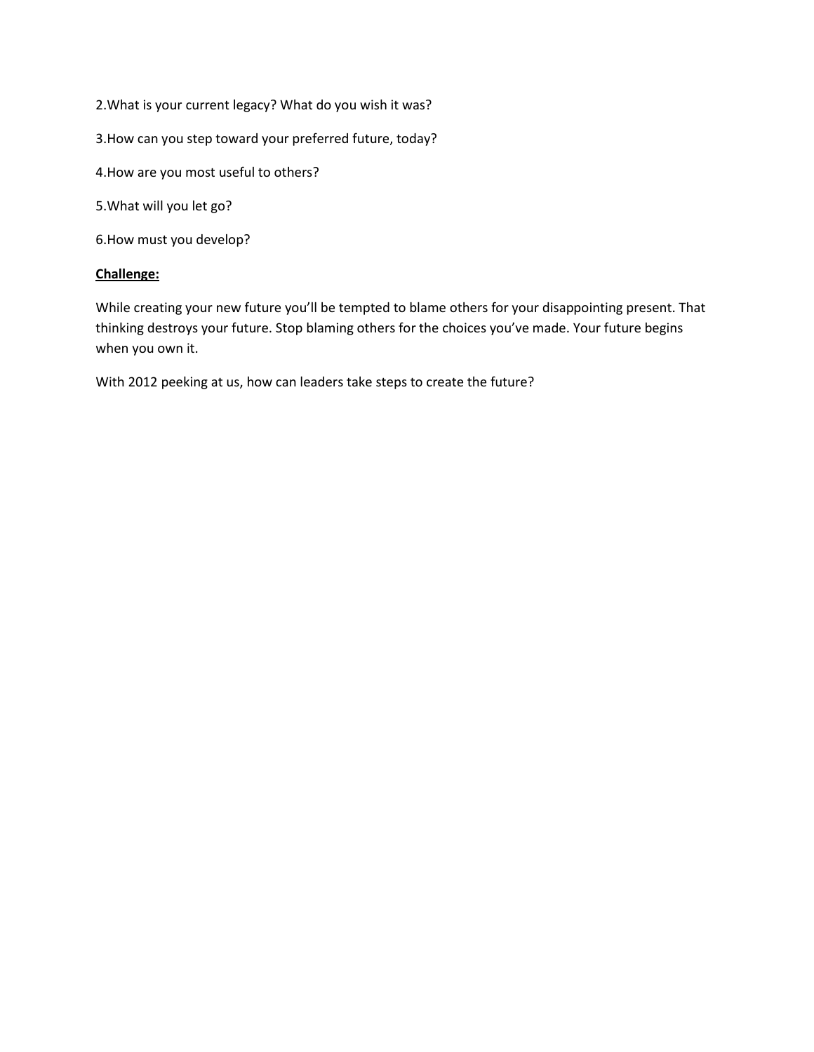2.What is your current legacy? What do you wish it was?

3.How can you step toward your preferred future, today?

4.How are you most useful to others?

5.What will you let go?

6.How must you develop?

**Challenge:**

While creating your new future you'll be tempted to blame others for your disappointing present. That thinking destroys your future. Stop blaming others for the choices you've made. Your future begins when you own it.

With 2012 peeking at us, how can leaders take steps to create the future?